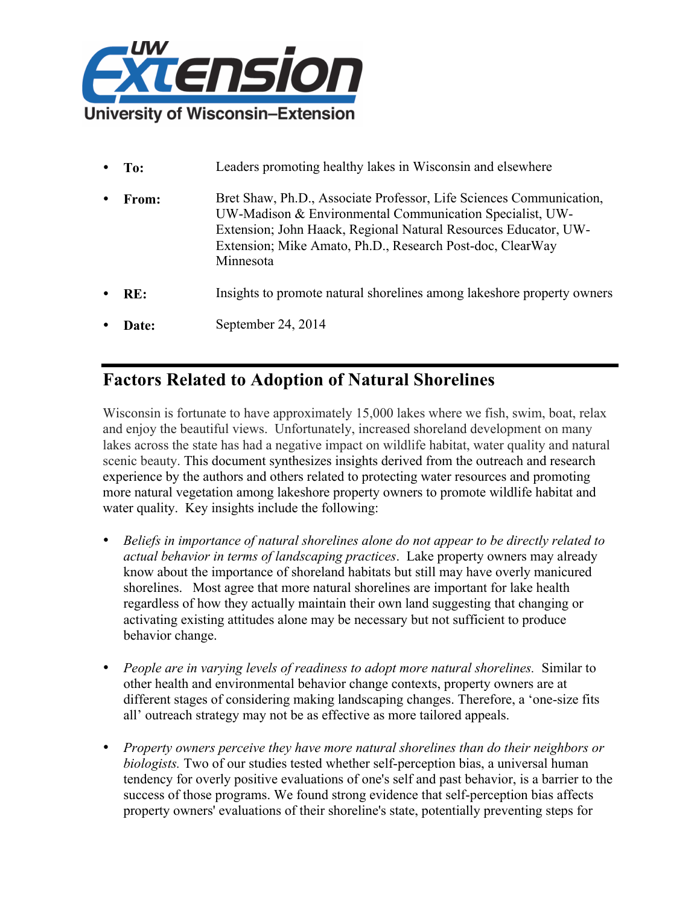UW Extension
University of Wisconsin–Extension

- **To:** Leaders promoting healthy lakes in Wisconsin and elsewhere
- **From:** Bret Shaw, Ph.D., Associate Professor, Life Sciences Communication, UW-Madison & Environmental Communication Specialist, UW-Extension; John Haack, Regional Natural Resources Educator, UW-Extension; Mike Amato, Ph.D., Research Post-doc, ClearWay Minnesota
- **RE:** Insights to promote natural shorelines among lakeshore property owners
- **Date:** September 24, 2014

## Factors Related to Adoption of Natural Shorelines

Wisconsin is fortunate to have approximately 15,000 lakes where we fish, swim, boat, relax and enjoy the beautiful views. Unfortunately, increased shoreland development on many lakes across the state has had a negative impact on wildlife habitat, water quality and natural scenic beauty. This document synthesizes insights derived from the outreach and research experience by the authors and others related to protecting water resources and promoting more natural vegetation among lakeshore property owners to promote wildlife habitat and water quality. Key insights include the following:

- *Beliefs in importance of natural shorelines alone do not appear to be directly related to actual behavior in terms of landscaping practices*. Lake property owners may already know about the importance of shoreland habitats but still may have overly manicured shorelines. Most agree that more natural shorelines are important for lake health regardless of how they actually maintain their own land suggesting that changing or activating existing attitudes alone may be necessary but not sufficient to produce behavior change.

- *People are in varying levels of readiness to adopt more natural shorelines.* Similar to other health and environmental behavior change contexts, property owners are at different stages of considering making landscaping changes. Therefore, a 'one-size fits all' outreach strategy may not be as effective as more tailored appeals.

- *Property owners perceive they have more natural shorelines than do their neighbors or biologists.* Two of our studies tested whether self-perception bias, a universal human tendency for overly positive evaluations of one's self and past behavior, is a barrier to the success of those programs. We found strong evidence that self-perception bias affects property owners' evaluations of their shoreline's state, potentially preventing steps for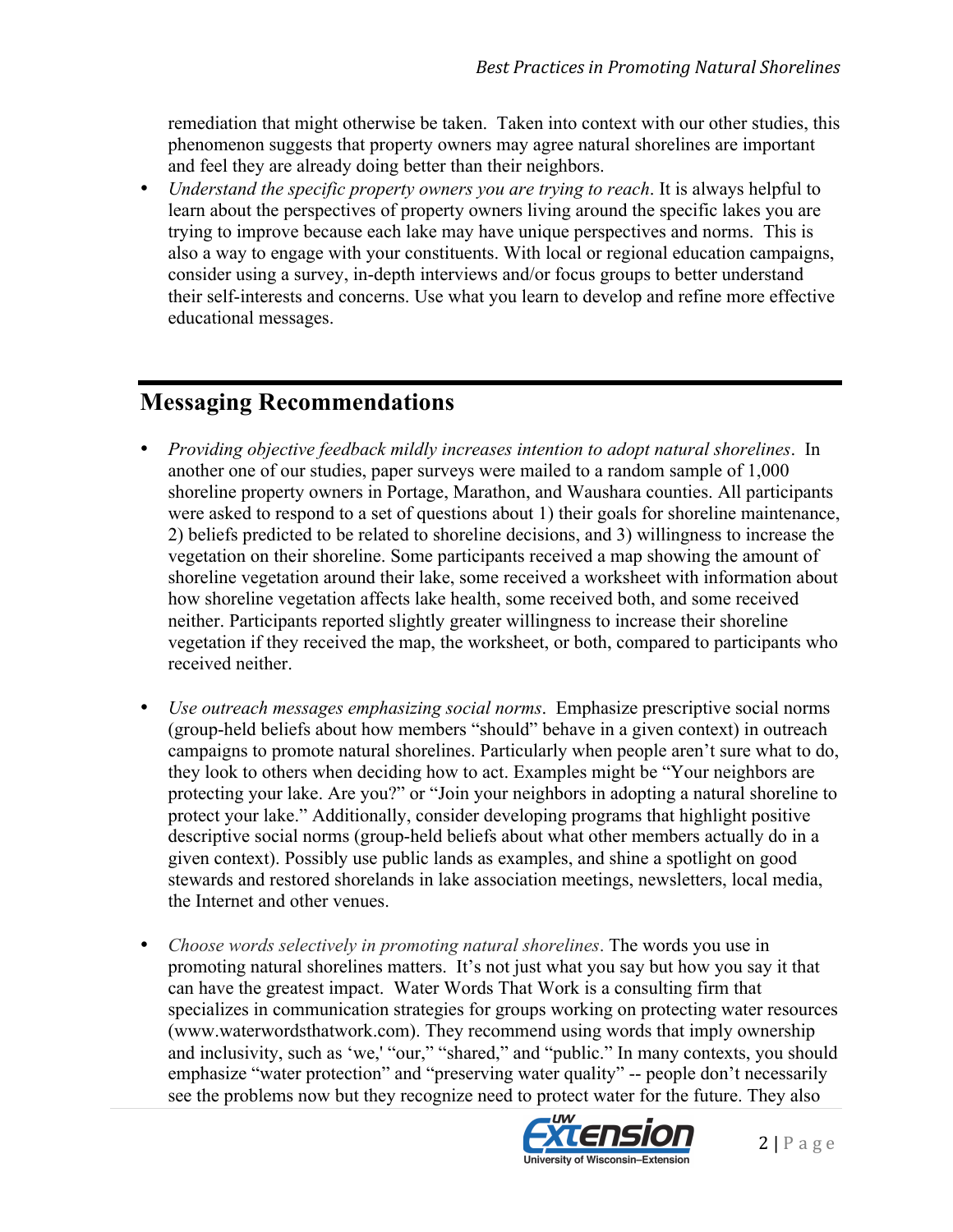remediation that might otherwise be taken. Taken into context with our other studies, this phenomenon suggests that property owners may agree natural shorelines are important and feel they are already doing better than their neighbors.

- *Understand the specific property owners you are trying to reach*. It is always helpful to learn about the perspectives of property owners living around the specific lakes you are trying to improve because each lake may have unique perspectives and norms. This is also a way to engage with your constituents. With local or regional education campaigns, consider using a survey, in-depth interviews and/or focus groups to better understand their self-interests and concerns. Use what you learn to develop and refine more effective educational messages.

## Messaging Recommendations

- *Providing objective feedback mildly increases intention to adopt natural shorelines*. In another one of our studies, paper surveys were mailed to a random sample of 1,000 shoreline property owners in Portage, Marathon, and Waushara counties. All participants were asked to respond to a set of questions about 1) their goals for shoreline maintenance, 2) beliefs predicted to be related to shoreline decisions, and 3) willingness to increase the vegetation on their shoreline. Some participants received a map showing the amount of shoreline vegetation around their lake, some received a worksheet with information about how shoreline vegetation affects lake health, some received both, and some received neither. Participants reported slightly greater willingness to increase their shoreline vegetation if they received the map, the worksheet, or both, compared to participants who received neither.

- *Use outreach messages emphasizing social norms*. Emphasize prescriptive social norms (group-held beliefs about how members "should" behave in a given context) in outreach campaigns to promote natural shorelines. Particularly when people aren't sure what to do, they look to others when deciding how to act. Examples might be "Your neighbors are protecting your lake. Are you?" or "Join your neighbors in adopting a natural shoreline to protect your lake." Additionally, consider developing programs that highlight positive descriptive social norms (group-held beliefs about what other members actually do in a given context). Possibly use public lands as examples, and shine a spotlight on good stewards and restored shorelands in lake association meetings, newsletters, local media, the Internet and other venues.

- *Choose words selectively in promoting natural shorelines*. The words you use in promoting natural shorelines matters. It's not just what you say but how you say it that can have the greatest impact. Water Words That Work is a consulting firm that specializes in communication strategies for groups working on protecting water resources (www.waterwordsthatwork.com). They recommend using words that imply ownership and inclusivity, such as 'we,' "our," "shared," and "public." In many contexts, you should emphasize "water protection" and "preserving water quality" -- people don't necessarily see the problems now but they recognize need to protect water for the future. They also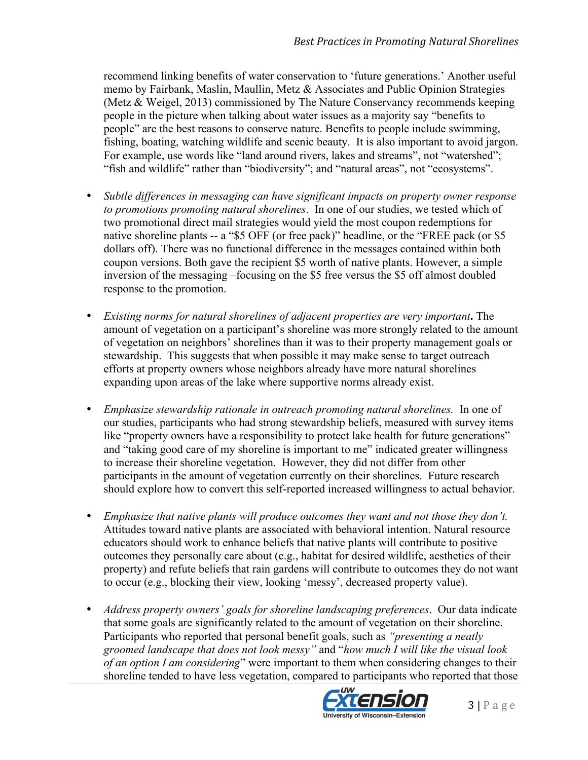recommend linking benefits of water conservation to 'future generations.' Another useful memo by Fairbank, Maslin, Maullin, Metz & Associates and Public Opinion Strategies (Metz & Weigel, 2013) commissioned by The Nature Conservancy recommends keeping people in the picture when talking about water issues as a majority say "benefits to people" are the best reasons to conserve nature. Benefits to people include swimming, fishing, boating, watching wildlife and scenic beauty. It is also important to avoid jargon. For example, use words like "land around rivers, lakes and streams", not "watershed"; "fish and wildlife" rather than "biodiversity"; and "natural areas", not "ecosystems".

- *Subtle differences in messaging can have significant impacts on property owner response to promotions promoting natural shorelines*. In one of our studies, we tested which of two promotional direct mail strategies would yield the most coupon redemptions for native shoreline plants -- a "$5 OFF (or free pack)" headline, or the "FREE pack (or $5 dollars off). There was no functional difference in the messages contained within both coupon versions. Both gave the recipient $5 worth of native plants. However, a simple inversion of the messaging –focusing on the $5 free versus the $5 off almost doubled response to the promotion.

- *Existing norms for natural shorelines of adjacent properties are very important***.** The amount of vegetation on a participant's shoreline was more strongly related to the amount of vegetation on neighbors' shorelines than it was to their property management goals or stewardship. This suggests that when possible it may make sense to target outreach efforts at property owners whose neighbors already have more natural shorelines expanding upon areas of the lake where supportive norms already exist.

- *Emphasize stewardship rationale in outreach promoting natural shorelines.* In one of our studies, participants who had strong stewardship beliefs, measured with survey items like "property owners have a responsibility to protect lake health for future generations" and "taking good care of my shoreline is important to me" indicated greater willingness to increase their shoreline vegetation. However, they did not differ from other participants in the amount of vegetation currently on their shorelines. Future research should explore how to convert this self-reported increased willingness to actual behavior.

- *Emphasize that native plants will produce outcomes they want and not those they don't.* Attitudes toward native plants are associated with behavioral intention. Natural resource educators should work to enhance beliefs that native plants will contribute to positive outcomes they personally care about (e.g., habitat for desired wildlife, aesthetics of their property) and refute beliefs that rain gardens will contribute to outcomes they do not want to occur (e.g., blocking their view, looking 'messy', decreased property value).

- *Address property owners' goals for shoreline landscaping preferences*. Our data indicate that some goals are significantly related to the amount of vegetation on their shoreline. Participants who reported that personal benefit goals, such as *"presenting a neatly groomed landscape that does not look messy"* and "*how much I will like the visual look of an option I am considering*" were important to them when considering changes to their shoreline tended to have less vegetation, compared to participants who reported that those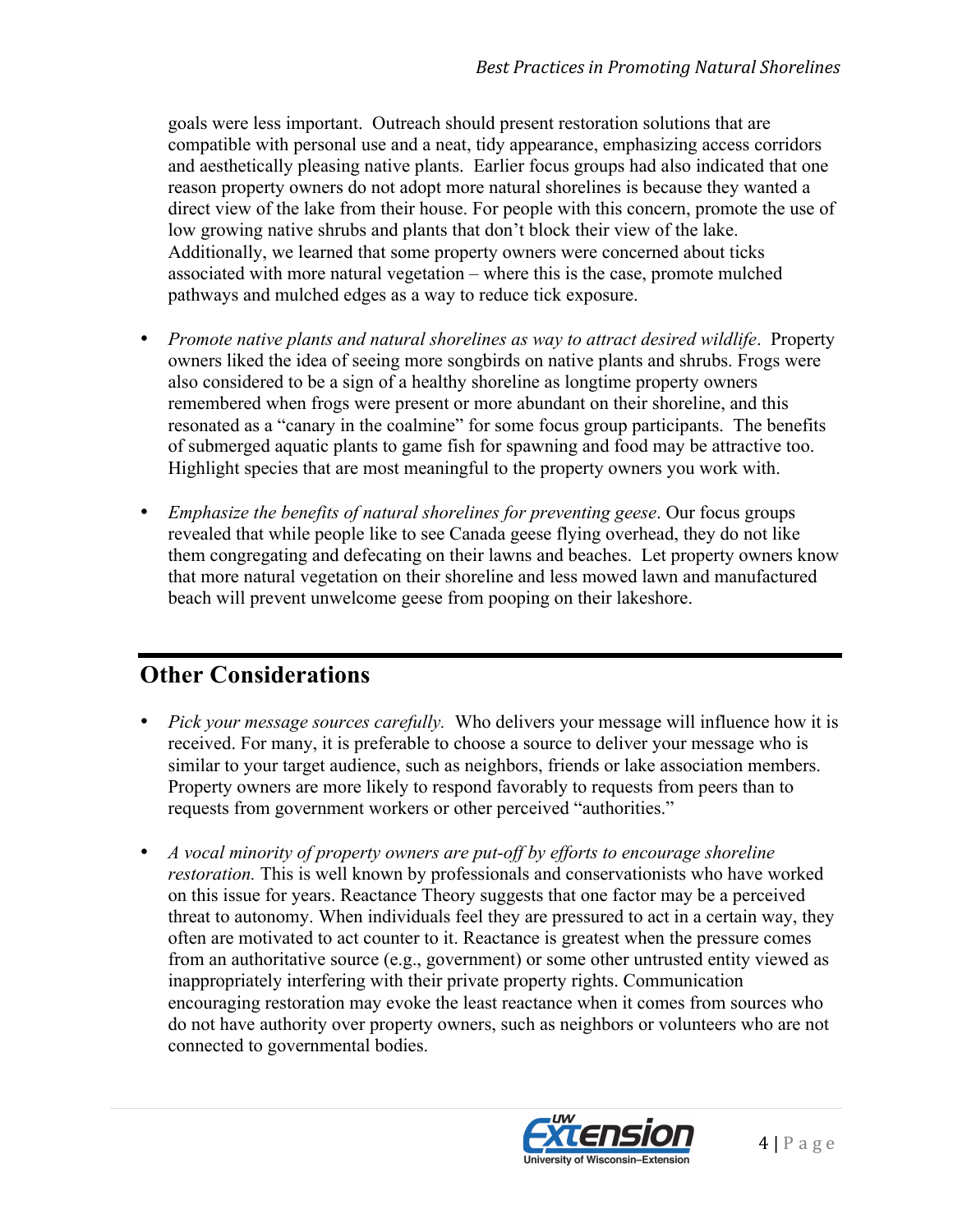goals were less important. Outreach should present restoration solutions that are compatible with personal use and a neat, tidy appearance, emphasizing access corridors and aesthetically pleasing native plants. Earlier focus groups had also indicated that one reason property owners do not adopt more natural shorelines is because they wanted a direct view of the lake from their house. For people with this concern, promote the use of low growing native shrubs and plants that don't block their view of the lake. Additionally, we learned that some property owners were concerned about ticks associated with more natural vegetation – where this is the case, promote mulched pathways and mulched edges as a way to reduce tick exposure.

- *Promote native plants and natural shorelines as way to attract desired wildlife*. Property owners liked the idea of seeing more songbirds on native plants and shrubs. Frogs were also considered to be a sign of a healthy shoreline as longtime property owners remembered when frogs were present or more abundant on their shoreline, and this resonated as a "canary in the coalmine" for some focus group participants. The benefits of submerged aquatic plants to game fish for spawning and food may be attractive too. Highlight species that are most meaningful to the property owners you work with.

- *Emphasize the benefits of natural shorelines for preventing geese*. Our focus groups revealed that while people like to see Canada geese flying overhead, they do not like them congregating and defecating on their lawns and beaches. Let property owners know that more natural vegetation on their shoreline and less mowed lawn and manufactured beach will prevent unwelcome geese from pooping on their lakeshore.

## Other Considerations

- *Pick your message sources carefully.* Who delivers your message will influence how it is received. For many, it is preferable to choose a source to deliver your message who is similar to your target audience, such as neighbors, friends or lake association members. Property owners are more likely to respond favorably to requests from peers than to requests from government workers or other perceived "authorities."

- *A vocal minority of property owners are put-off by efforts to encourage shoreline restoration.* This is well known by professionals and conservationists who have worked on this issue for years. Reactance Theory suggests that one factor may be a perceived threat to autonomy. When individuals feel they are pressured to act in a certain way, they often are motivated to act counter to it. Reactance is greatest when the pressure comes from an authoritative source (e.g., government) or some other untrusted entity viewed as inappropriately interfering with their private property rights. Communication encouraging restoration may evoke the least reactance when it comes from sources who do not have authority over property owners, such as neighbors or volunteers who are not connected to governmental bodies.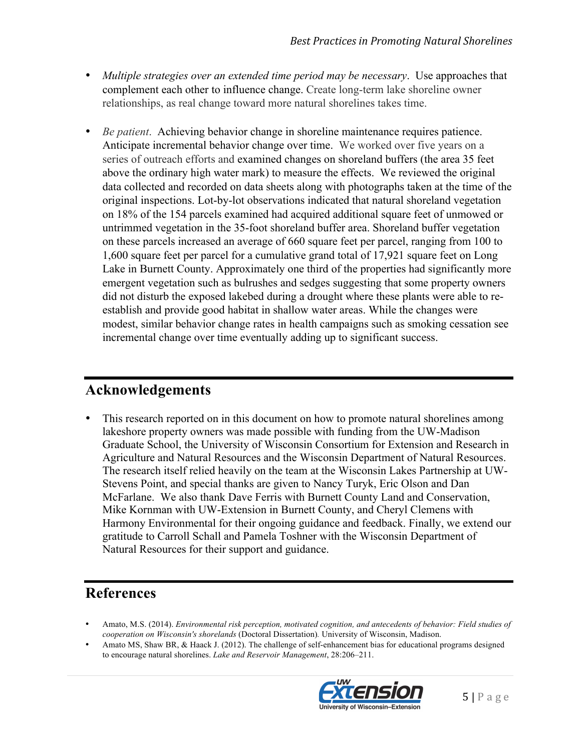- *Multiple strategies over an extended time period may be necessary*. Use approaches that complement each other to influence change. Create long-term lake shoreline owner relationships, as real change toward more natural shorelines takes time.

- *Be patient*. Achieving behavior change in shoreline maintenance requires patience. Anticipate incremental behavior change over time. We worked over five years on a series of outreach efforts and examined changes on shoreland buffers (the area 35 feet above the ordinary high water mark) to measure the effects. We reviewed the original data collected and recorded on data sheets along with photographs taken at the time of the original inspections. Lot-by-lot observations indicated that natural shoreland vegetation on 18% of the 154 parcels examined had acquired additional square feet of unmowed or untrimmed vegetation in the 35-foot shoreland buffer area. Shoreland buffer vegetation on these parcels increased an average of 660 square feet per parcel, ranging from 100 to 1,600 square feet per parcel for a cumulative grand total of 17,921 square feet on Long Lake in Burnett County. Approximately one third of the properties had significantly more emergent vegetation such as bulrushes and sedges suggesting that some property owners did not disturb the exposed lakebed during a drought where these plants were able to re-establish and provide good habitat in shallow water areas. While the changes were modest, similar behavior change rates in health campaigns such as smoking cessation see incremental change over time eventually adding up to significant success.

## Acknowledgements

- This research reported on in this document on how to promote natural shorelines among lakeshore property owners was made possible with funding from the UW-Madison Graduate School, the University of Wisconsin Consortium for Extension and Research in Agriculture and Natural Resources and the Wisconsin Department of Natural Resources. The research itself relied heavily on the team at the Wisconsin Lakes Partnership at UW-Stevens Point, and special thanks are given to Nancy Turyk, Eric Olson and Dan McFarlane. We also thank Dave Ferris with Burnett County Land and Conservation, Mike Kornman with UW-Extension in Burnett County, and Cheryl Clemens with Harmony Environmental for their ongoing guidance and feedback. Finally, we extend our gratitude to Carroll Schall and Pamela Toshner with the Wisconsin Department of Natural Resources for their support and guidance.

## References

- Amato, M.S. (2014). *Environmental risk perception, motivated cognition, and antecedents of behavior: Field studies of cooperation on Wisconsin's shorelands* (Doctoral Dissertation). University of Wisconsin, Madison.
- Amato MS, Shaw BR, & Haack J. (2012). The challenge of self-enhancement bias for educational programs designed to encourage natural shorelines. *Lake and Reservoir Management*, 28:206–211.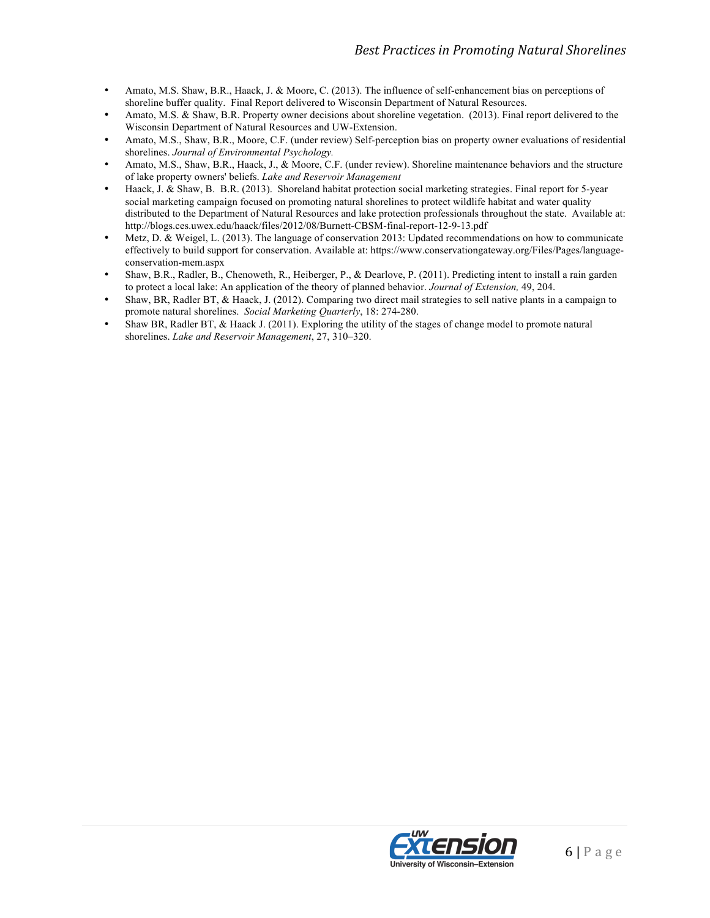- Amato, M.S. Shaw, B.R., Haack, J. & Moore, C. (2013). The influence of self-enhancement bias on perceptions of shoreline buffer quality. Final Report delivered to Wisconsin Department of Natural Resources.
- Amato, M.S. & Shaw, B.R. Property owner decisions about shoreline vegetation. (2013). Final report delivered to the Wisconsin Department of Natural Resources and UW-Extension.
- Amato, M.S., Shaw, B.R., Moore, C.F. (under review) Self-perception bias on property owner evaluations of residential shorelines. *Journal of Environmental Psychology.*
- Amato, M.S., Shaw, B.R., Haack, J., & Moore, C.F. (under review). Shoreline maintenance behaviors and the structure of lake property owners' beliefs. *Lake and Reservoir Management*
- Haack, J. & Shaw, B. B.R. (2013). Shoreland habitat protection social marketing strategies. Final report for 5-year social marketing campaign focused on promoting natural shorelines to protect wildlife habitat and water quality distributed to the Department of Natural Resources and lake protection professionals throughout the state. Available at: http://blogs.ces.uwex.edu/haack/files/2012/08/Burnett-CBSM-final-report-12-9-13.pdf
- Metz, D. & Weigel, L. (2013). The language of conservation 2013: Updated recommendations on how to communicate effectively to build support for conservation. Available at: https://www.conservationgateway.org/Files/Pages/language-conservation-mem.aspx
- Shaw, B.R., Radler, B., Chenoweth, R., Heiberger, P., & Dearlove, P. (2011). Predicting intent to install a rain garden to protect a local lake: An application of the theory of planned behavior. *Journal of Extension,* 49, 204.
- Shaw, BR, Radler BT, & Haack, J. (2012). Comparing two direct mail strategies to sell native plants in a campaign to promote natural shorelines. *Social Marketing Quarterly*, 18: 274-280.
- Shaw BR, Radler BT, & Haack J. (2011). Exploring the utility of the stages of change model to promote natural shorelines. *Lake and Reservoir Management*, 27, 310–320.